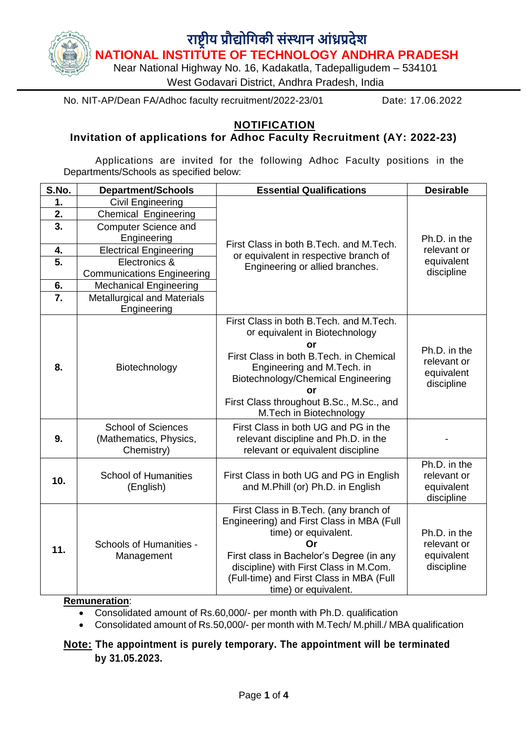# राष्ट्रीय प्रौद्योगिकी संस्थान आंध्रप्रदेश

# NATIONAL INSTITUTE OF TECHNOLOGY ANDHRA PRADESH

Near National Highway No. 16, Kadakatla, Tadepalligudem – 534101

West Godavari District, Andhra Pradesh, India

No. NIT-AP/Dean FA/Adhoc faculty recruitment/2022-23/01 Date: 17.06.2022

## NOTIFICATION

### Invitation of applications for Adhoc Faculty Recruitment (AY: 2022-23)

Applications are invited for the following Adhoc Faculty positions in the Departments/Schools as specified below:

| S.No. | Department/Schools | Essential Qualifications | Desirable |
|---|---|---|---|
| 1. | Civil Engineering | First Class in both B.Tech. and M.Tech. or equivalent in respective branch of Engineering or allied branches. | Ph.D. in the relevant or equivalent discipline |
| 2. | Chemical Engineering | | |
| 3. | Computer Science and Engineering | | |
| 4. | Electrical Engineering | | |
| 5. | Electronics & Communications Engineering | | |
| 6. | Mechanical Engineering | | |
| 7. | Metallurgical and Materials Engineering | | |
| 8. | Biotechnology | First Class in both B.Tech. and M.Tech. or equivalent in Biotechnology **or** First Class in both B.Tech. in Chemical Engineering and M.Tech. in Biotechnology/Chemical Engineering **or** First Class throughout B.Sc., M.Sc., and M.Tech in Biotechnology | Ph.D. in the relevant or equivalent discipline |
| 9. | School of Sciences (Mathematics, Physics, Chemistry) | First Class in both UG and PG in the relevant discipline and Ph.D. in the relevant or equivalent discipline | - |
| 10. | School of Humanities (English) | First Class in both UG and PG in English and M.Phill (or) Ph.D. in English | Ph.D. in the relevant or equivalent discipline |
| 11. | Schools of Humanities - Management | First Class in B.Tech. (any branch of Engineering) and First Class in MBA (Full time) or equivalent. **Or** First class in Bachelor's Degree (in any discipline) with First Class in M.Com. (Full-time) and First Class in MBA (Full time) or equivalent. | Ph.D. in the relevant or equivalent discipline |

**Remuneration**:

- Consolidated amount of Rs.60,000/- per month with Ph.D. qualification
- Consolidated amount of Rs.50,000/- per month with M.Tech/ M.phill./ MBA qualification

**Note: The appointment is purely temporary. The appointment will be terminated by 31.05.2023.**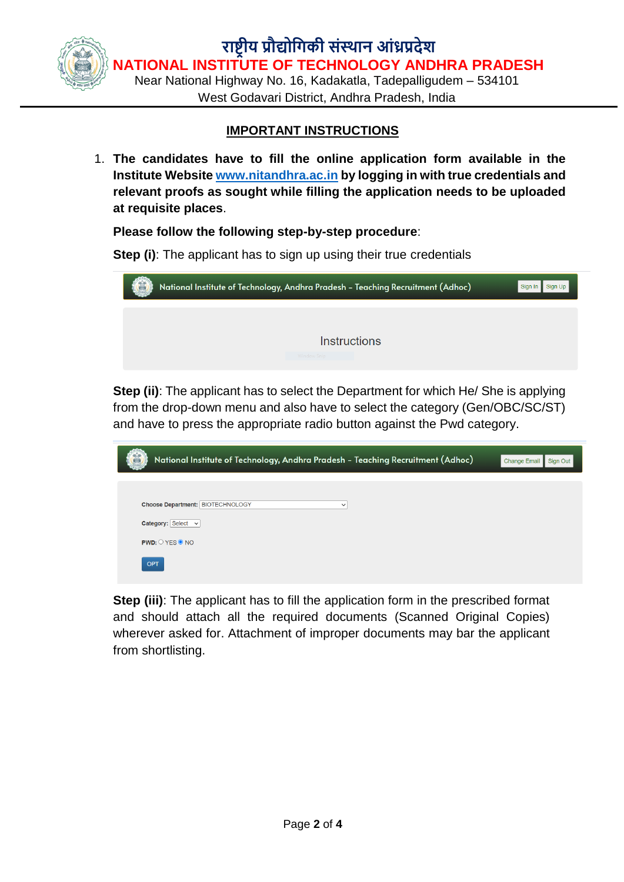राष्ट्रीय प्रौद्योगिकी संस्थान आंध्रप्रदेश

**NATIONAL INSTITUTE OF TECHNOLOGY ANDHRA PRADESH**

Near National Highway No. 16, Kadakatla, Tadepalligudem – 534101

West Godavari District, Andhra Pradesh, India

## IMPORTANT INSTRUCTIONS

1. **The candidates have to fill the online application form available in the Institute Website www.nitandhra.ac.in by logging in with true credentials and relevant proofs as sought while filling the application needs to be uploaded at requisite places**.

   **Please follow the following step-by-step procedure**:

   **Step (i)**: The applicant has to sign up using their true credentials

   National Institute of Technology, Andhra Pradesh – Teaching Recruitment (Adhoc) | Sign In | Sign Up

   Instructions

   **Step (ii)**: The applicant has to select the Department for which He/ She is applying from the drop-down menu and also have to select the category (Gen/OBC/SC/ST) and have to press the appropriate radio button against the Pwd category.

   National Institute of Technology, Andhra Pradesh – Teaching Recruitment (Adhoc) | Change Email | Sign Out

   Choose Department: BIOTECHNOLOGY

   Category: Select

   PWD: ○ YES ◉ NO

   OPT

   **Step (iii)**: The applicant has to fill the application form in the prescribed format and should attach all the required documents (Scanned Original Copies) wherever asked for. Attachment of improper documents may bar the applicant from shortlisting.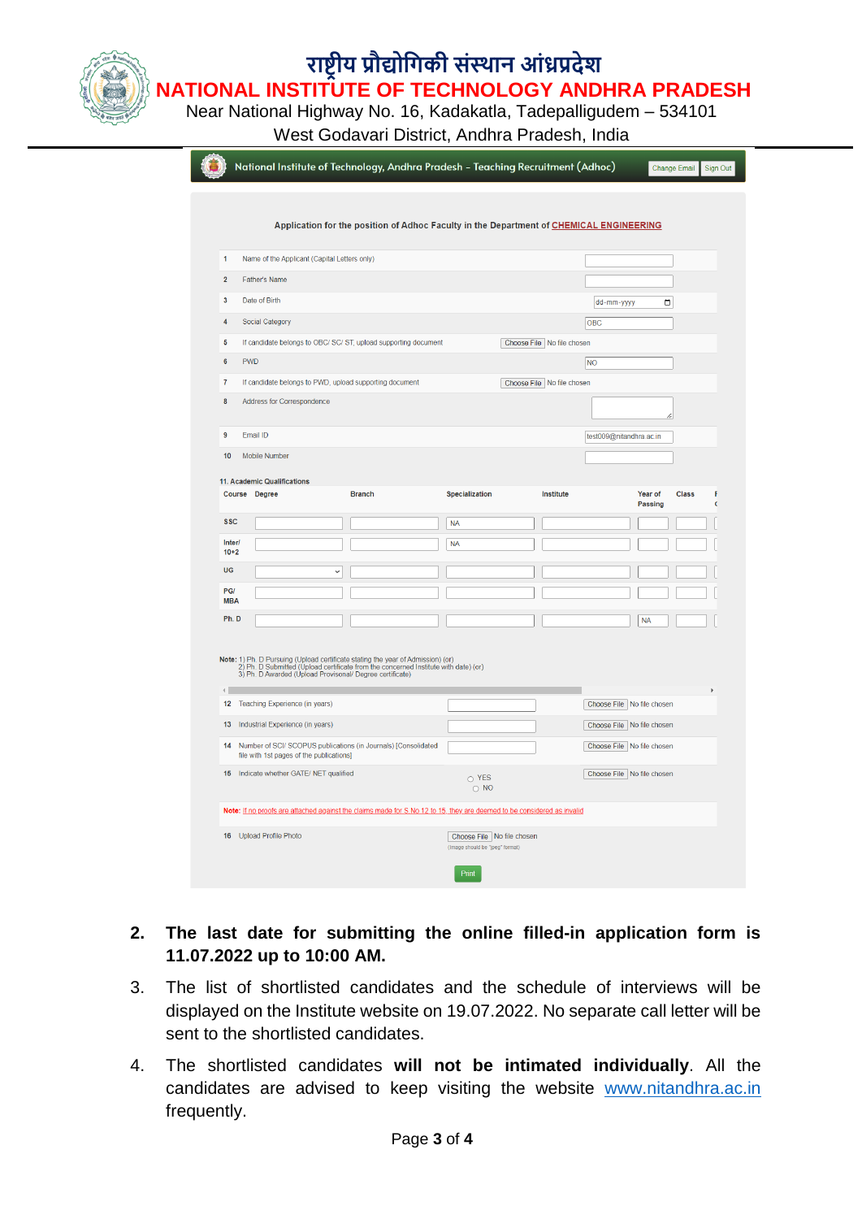# राष्ट्रीय प्रौद्योगिकी संस्थान आंध्रप्रदेश

# NATIONAL INSTITUTE OF TECHNOLOGY ANDHRA PRADESH

Near National Highway No. 16, Kadakatla, Tadepalligudem – 534101
West Godavari District, Andhra Pradesh, India

National Institute of Technology, Andhra Pradesh – Teaching Recruitment (Adhoc) | Change Email | Sign Out

**Application for the position of Adhoc Faculty in the Department of CHEMICAL ENGINEERING**

| | | |
|---|---|---|
| 1 | Name of the Applicant (Capital Letters only) | |
| 2 | Father's Name | |
| 3 | Date of Birth | dd-mm-yyyy |
| 4 | Social Category | OBC |
| 5 | If candidate belongs to OBC/ SC/ ST, upload supporting document | Choose File No file chosen |
| 6 | PWD | NO |
| 7 | If candidate belongs to PWD, upload supporting document | Choose File No file chosen |
| 8 | Address for Correspondence | |
| 9 | Email ID | test009@nitandhra.ac.in |
| 10 | Mobile Number | |

**11. Academic Qualifications**

| Course | Degree | Branch | Specialization | Institute | Year of Passing | Class |
|---|---|---|---|---|---|---|
| SSC | | | NA | | | |
| Inter/ 10+2 | | | NA | | | |
| UG | | | | | | |
| PG/ MBA | | | | | | |
| Ph. D | | | | | NA | |

**Note:** 1) Ph. D Pursuing (Upload certificate stating the year of Admission) (or)
2) Ph. D Submitted (Upload certificate from the concerned Institute with date) (or)
3) Ph. D Awarded (Upload Provisional/ Degree certificate)

| | | | |
|---|---|---|---|
| 12 | Teaching Experience (in years) | | Choose File No file chosen |
| 13 | Industrial Experience (in years) | | Choose File No file chosen |
| 14 | Number of SCI/ SCOPUS publications (in Journals) [Consolidated file with 1st pages of the publications] | | Choose File No file chosen |
| 15 | Indicate whether GATE/ NET qualified | YES / NO | Choose File No file chosen |

**Note:** If no proofs are attached against the claims made for S.No 12 to 15, they are deemed to be considered as invalid

| | | |
|---|---|---|
| 16 | Upload Profile Photo | Choose File No file chosen (Image should be "jpeg" format) |

Print

2. **The last date for submitting the online filled-in application form is 11.07.2022 up to 10:00 AM.**
3. The list of shortlisted candidates and the schedule of interviews will be displayed on the Institute website on 19.07.2022. No separate call letter will be sent to the shortlisted candidates.
4. The shortlisted candidates **will not be intimated individually**. All the candidates are advised to keep visiting the website www.nitandhra.ac.in frequently.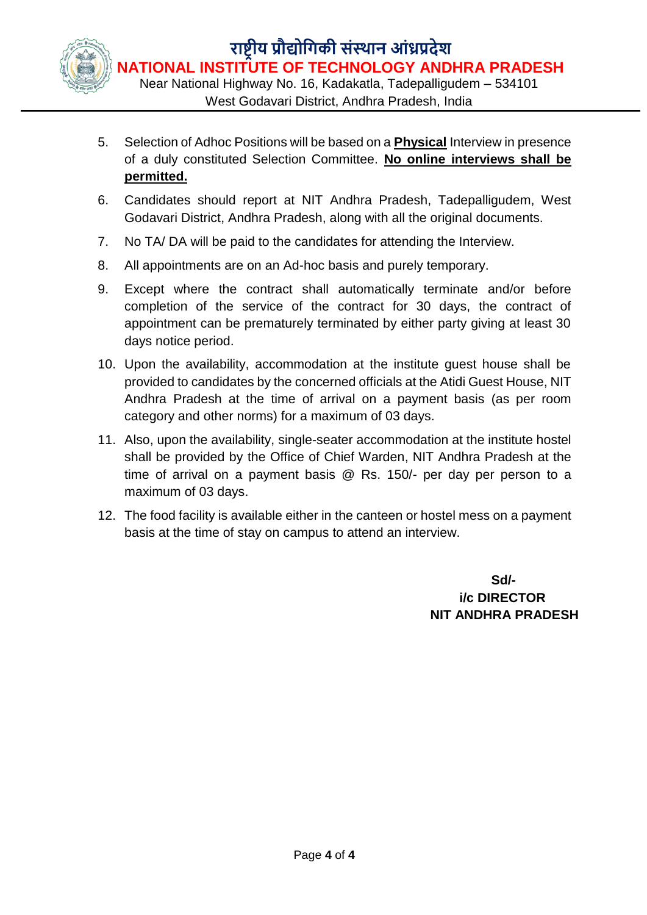5. Selection of Adhoc Positions will be based on a **Physical** Interview in presence of a duly constituted Selection Committee. **No online interviews shall be permitted.**
6. Candidates should report at NIT Andhra Pradesh, Tadepalligudem, West Godavari District, Andhra Pradesh, along with all the original documents.
7. No TA/ DA will be paid to the candidates for attending the Interview.
8. All appointments are on an Ad-hoc basis and purely temporary.
9. Except where the contract shall automatically terminate and/or before completion of the service of the contract for 30 days, the contract of appointment can be prematurely terminated by either party giving at least 30 days notice period.
10. Upon the availability, accommodation at the institute guest house shall be provided to candidates by the concerned officials at the Atidi Guest House, NIT Andhra Pradesh at the time of arrival on a payment basis (as per room category and other norms) for a maximum of 03 days.
11. Also, upon the availability, single-seater accommodation at the institute hostel shall be provided by the Office of Chief Warden, NIT Andhra Pradesh at the time of arrival on a payment basis @ Rs. 150/- per day per person to a maximum of 03 days.
12. The food facility is available either in the canteen or hostel mess on a payment basis at the time of stay on campus to attend an interview.

**Sd/-**
**i/c DIRECTOR**
**NIT ANDHRA PRADESH**